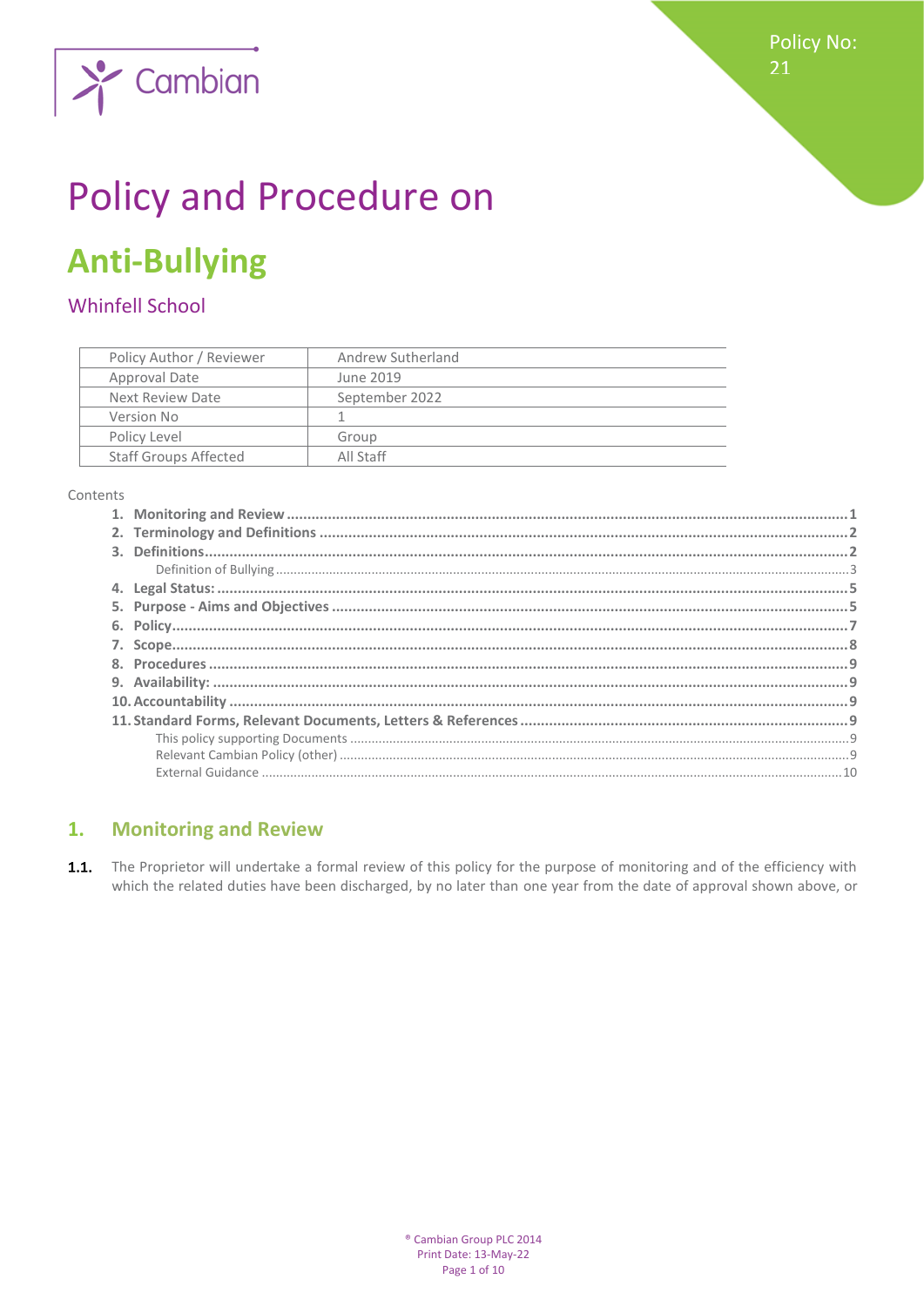Policy No: 21

# Policy and Procedure on

# Anti-Bullying

## Whinfell School

| Policy Author / Reviewer | Andrew Sutherland |
|---|---|
| Approval Date | June 2019 |
| Next Review Date | September 2022 |
| Version No | 1 |
| Policy Level | Group |
| Staff Groups Affected | All Staff |

Contents

1. **Monitoring and Review** ..... 1
2. **Terminology and Definitions** ..... 2
3. **Definitions** ..... 2
   - Definition of Bullying ..... 3
4. **Legal Status:** ..... 5
5. **Purpose - Aims and Objectives** ..... 5
6. **Policy** ..... 7
7. **Scope** ..... 8
8. **Procedures** ..... 9
9. **Availability:** ..... 9
10. **Accountability** ..... 9
11. **Standard Forms, Relevant Documents, Letters & References** ..... 9
    - This policy supporting Documents ..... 9
    - Relevant Cambian Policy (other) ..... 9
    - External Guidance ..... 10

## 1. Monitoring and Review

**1.1.** The Proprietor will undertake a formal review of this policy for the purpose of monitoring and of the efficiency with which the related duties have been discharged, by no later than one year from the date of approval shown above, or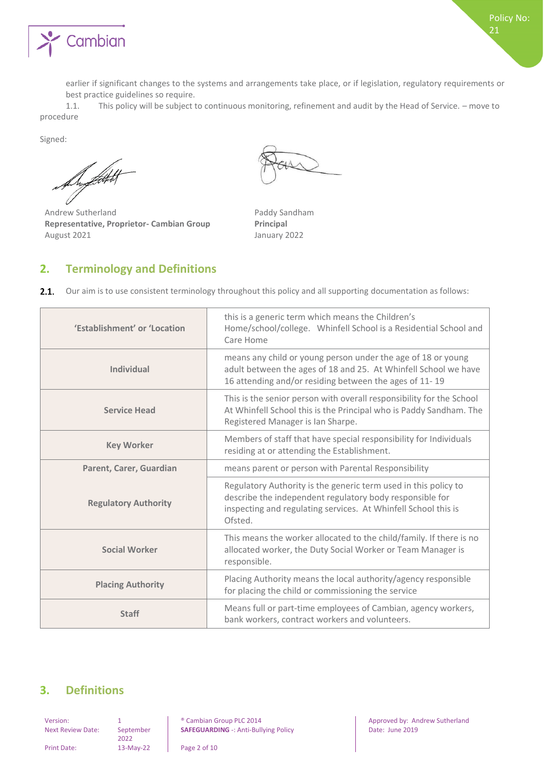earlier if significant changes to the systems and arrangements take place, or if legislation, regulatory requirements or best practice guidelines so require.

1.1. This policy will be subject to continuous monitoring, refinement and audit by the Head of Service. – move to procedure

Signed:

Andrew Sutherland
**Representative, Proprietor- Cambian Group**
August 2021

Paddy Sandham
**Principal**
January 2022

## 2. Terminology and Definitions

**2.1.** Our aim is to use consistent terminology throughout this policy and all supporting documentation as follows:

| | |
|---|---|
| **'Establishment' or 'Location** | this is a generic term which means the Children's Home/school/college. Whinfell School is a Residential School and Care Home |
| **Individual** | means any child or young person under the age of 18 or young adult between the ages of 18 and 25. At Whinfell School we have 16 attending and/or residing between the ages of 11- 19 |
| **Service Head** | This is the senior person with overall responsibility for the School At Whinfell School this is the Principal who is Paddy Sandham. The Registered Manager is Ian Sharpe. |
| **Key Worker** | Members of staff that have special responsibility for Individuals residing at or attending the Establishment. |
| **Parent, Carer, Guardian** | means parent or person with Parental Responsibility |
| **Regulatory Authority** | Regulatory Authority is the generic term used in this policy to describe the independent regulatory body responsible for inspecting and regulating services. At Whinfell School this is Ofsted. |
| **Social Worker** | This means the worker allocated to the child/family. If there is no allocated worker, the Duty Social Worker or Team Manager is responsible. |
| **Placing Authority** | Placing Authority means the local authority/agency responsible for placing the child or commissioning the service |
| **Staff** | Means full or part-time employees of Cambian, agency workers, bank workers, contract workers and volunteers. |

## 3. Definitions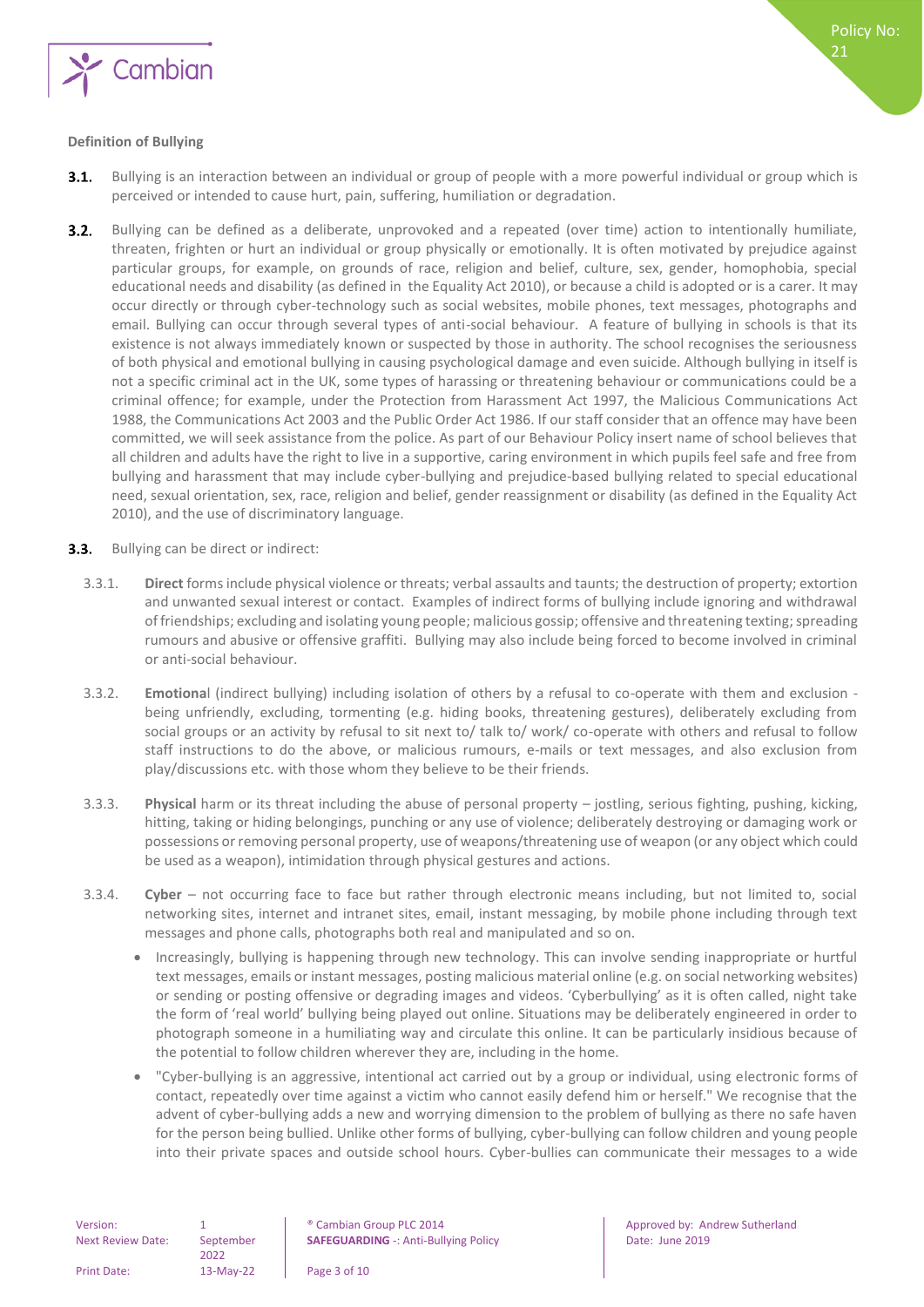**Definition of Bullying**

**3.1.** Bullying is an interaction between an individual or group of people with a more powerful individual or group which is perceived or intended to cause hurt, pain, suffering, humiliation or degradation.

**3.2.** Bullying can be defined as a deliberate, unprovoked and a repeated (over time) action to intentionally humiliate, threaten, frighten or hurt an individual or group physically or emotionally. It is often motivated by prejudice against particular groups, for example, on grounds of race, religion and belief, culture, sex, gender, homophobia, special educational needs and disability (as defined in the Equality Act 2010), or because a child is adopted or is a carer. It may occur directly or through cyber-technology such as social websites, mobile phones, text messages, photographs and email. Bullying can occur through several types of anti-social behaviour. A feature of bullying in schools is that its existence is not always immediately known or suspected by those in authority. The school recognises the seriousness of both physical and emotional bullying in causing psychological damage and even suicide. Although bullying in itself is not a specific criminal act in the UK, some types of harassing or threatening behaviour or communications could be a criminal offence; for example, under the Protection from Harassment Act 1997, the Malicious Communications Act 1988, the Communications Act 2003 and the Public Order Act 1986. If our staff consider that an offence may have been committed, we will seek assistance from the police. As part of our Behaviour Policy insert name of school believes that all children and adults have the right to live in a supportive, caring environment in which pupils feel safe and free from bullying and harassment that may include cyber-bullying and prejudice-based bullying related to special educational need, sexual orientation, sex, race, religion and belief, gender reassignment or disability (as defined in the Equality Act 2010), and the use of discriminatory language.

**3.3.** Bullying can be direct or indirect:

3.3.1. **Direct** forms include physical violence or threats; verbal assaults and taunts; the destruction of property; extortion and unwanted sexual interest or contact. Examples of indirect forms of bullying include ignoring and withdrawal of friendships; excluding and isolating young people; malicious gossip; offensive and threatening texting; spreading rumours and abusive or offensive graffiti. Bullying may also include being forced to become involved in criminal or anti-social behaviour.

3.3.2. **Emotional** (indirect bullying) including isolation of others by a refusal to co-operate with them and exclusion - being unfriendly, excluding, tormenting (e.g. hiding books, threatening gestures), deliberately excluding from social groups or an activity by refusal to sit next to/ talk to/ work/ co-operate with others and refusal to follow staff instructions to do the above, or malicious rumours, e-mails or text messages, and also exclusion from play/discussions etc. with those whom they believe to be their friends.

3.3.3. **Physical** harm or its threat including the abuse of personal property – jostling, serious fighting, pushing, kicking, hitting, taking or hiding belongings, punching or any use of violence; deliberately destroying or damaging work or possessions or removing personal property, use of weapons/threatening use of weapon (or any object which could be used as a weapon), intimidation through physical gestures and actions.

3.3.4. **Cyber** – not occurring face to face but rather through electronic means including, but not limited to, social networking sites, internet and intranet sites, email, instant messaging, by mobile phone including through text messages and phone calls, photographs both real and manipulated and so on.

- Increasingly, bullying is happening through new technology. This can involve sending inappropriate or hurtful text messages, emails or instant messages, posting malicious material online (e.g. on social networking websites) or sending or posting offensive or degrading images and videos. 'Cyberbullying' as it is often called, night take the form of 'real world' bullying being played out online. Situations may be deliberately engineered in order to photograph someone in a humiliating way and circulate this online. It can be particularly insidious because of the potential to follow children wherever they are, including in the home.
- "Cyber-bullying is an aggressive, intentional act carried out by a group or individual, using electronic forms of contact, repeatedly over time against a victim who cannot easily defend him or herself." We recognise that the advent of cyber-bullying adds a new and worrying dimension to the problem of bullying as there no safe haven for the person being bullied. Unlike other forms of bullying, cyber-bullying can follow children and young people into their private spaces and outside school hours. Cyber-bullies can communicate their messages to a wide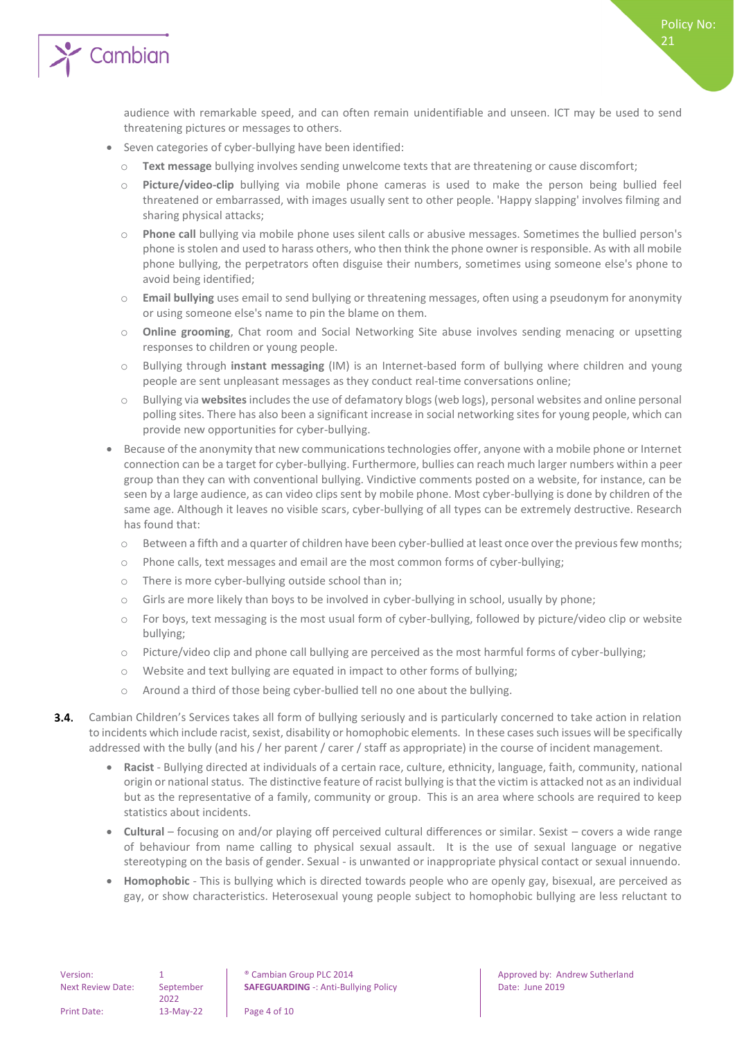audience with remarkable speed, and can often remain unidentifiable and unseen. ICT may be used to send threatening pictures or messages to others.

- Seven categories of cyber-bullying have been identified:
  - **Text message** bullying involves sending unwelcome texts that are threatening or cause discomfort;
  - **Picture/video-clip** bullying via mobile phone cameras is used to make the person being bullied feel threatened or embarrassed, with images usually sent to other people. 'Happy slapping' involves filming and sharing physical attacks;
  - **Phone call** bullying via mobile phone uses silent calls or abusive messages. Sometimes the bullied person's phone is stolen and used to harass others, who then think the phone owner is responsible. As with all mobile phone bullying, the perpetrators often disguise their numbers, sometimes using someone else's phone to avoid being identified;
  - **Email bullying** uses email to send bullying or threatening messages, often using a pseudonym for anonymity or using someone else's name to pin the blame on them.
  - **Online grooming**, Chat room and Social Networking Site abuse involves sending menacing or upsetting responses to children or young people.
  - Bullying through **instant messaging** (IM) is an Internet-based form of bullying where children and young people are sent unpleasant messages as they conduct real-time conversations online;
  - Bullying via **websites** includes the use of defamatory blogs (web logs), personal websites and online personal polling sites. There has also been a significant increase in social networking sites for young people, which can provide new opportunities for cyber-bullying.
- Because of the anonymity that new communications technologies offer, anyone with a mobile phone or Internet connection can be a target for cyber-bullying. Furthermore, bullies can reach much larger numbers within a peer group than they can with conventional bullying. Vindictive comments posted on a website, for instance, can be seen by a large audience, as can video clips sent by mobile phone. Most cyber-bullying is done by children of the same age. Although it leaves no visible scars, cyber-bullying of all types can be extremely destructive. Research has found that:
  - Between a fifth and a quarter of children have been cyber-bullied at least once over the previous few months;
  - Phone calls, text messages and email are the most common forms of cyber-bullying;
  - There is more cyber-bullying outside school than in;
  - Girls are more likely than boys to be involved in cyber-bullying in school, usually by phone;
  - For boys, text messaging is the most usual form of cyber-bullying, followed by picture/video clip or website bullying;
  - Picture/video clip and phone call bullying are perceived as the most harmful forms of cyber-bullying;
  - Website and text bullying are equated in impact to other forms of bullying;
  - Around a third of those being cyber-bullied tell no one about the bullying.

**3.4.** Cambian Children's Services takes all form of bullying seriously and is particularly concerned to take action in relation to incidents which include racist, sexist, disability or homophobic elements. In these cases such issues will be specifically addressed with the bully (and his / her parent / carer / staff as appropriate) in the course of incident management.

- **Racist** - Bullying directed at individuals of a certain race, culture, ethnicity, language, faith, community, national origin or national status. The distinctive feature of racist bullying is that the victim is attacked not as an individual but as the representative of a family, community or group. This is an area where schools are required to keep statistics about incidents.
- **Cultural** – focusing on and/or playing off perceived cultural differences or similar. Sexist – covers a wide range of behaviour from name calling to physical sexual assault. It is the use of sexual language or negative stereotyping on the basis of gender. Sexual - is unwanted or inappropriate physical contact or sexual innuendo.
- **Homophobic** - This is bullying which is directed towards people who are openly gay, bisexual, are perceived as gay, or show characteristics. Heterosexual young people subject to homophobic bullying are less reluctant to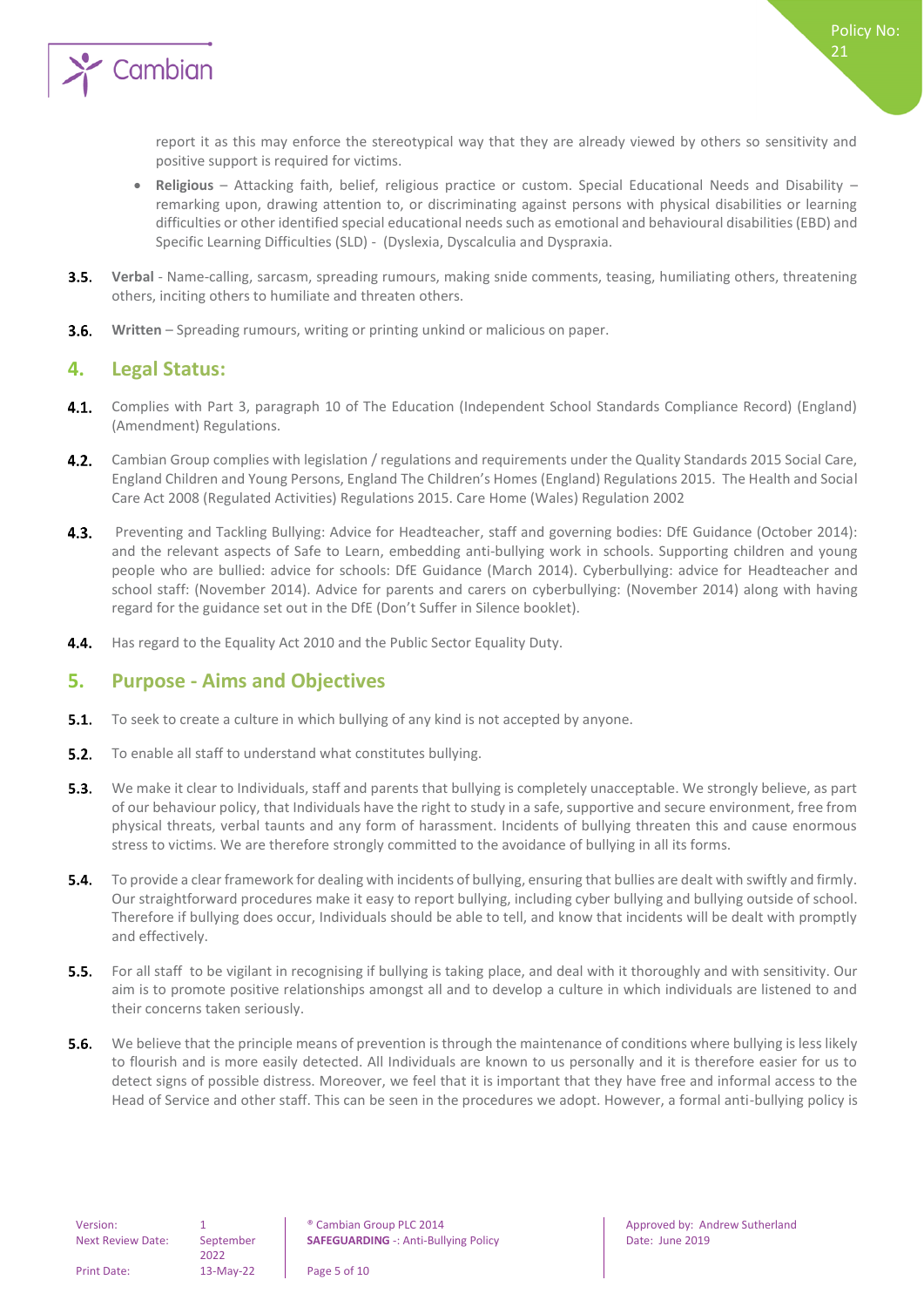report it as this may enforce the stereotypical way that they are already viewed by others so sensitivity and positive support is required for victims.

- **Religious** – Attacking faith, belief, religious practice or custom. Special Educational Needs and Disability – remarking upon, drawing attention to, or discriminating against persons with physical disabilities or learning difficulties or other identified special educational needs such as emotional and behavioural disabilities (EBD) and Specific Learning Difficulties (SLD) - (Dyslexia, Dyscalculia and Dyspraxia).

**3.5.** **Verbal** - Name-calling, sarcasm, spreading rumours, making snide comments, teasing, humiliating others, threatening others, inciting others to humiliate and threaten others.

**3.6.** **Written** – Spreading rumours, writing or printing unkind or malicious on paper.

## 4. Legal Status:

**4.1.** Complies with Part 3, paragraph 10 of The Education (Independent School Standards Compliance Record) (England) (Amendment) Regulations.

**4.2.** Cambian Group complies with legislation / regulations and requirements under the Quality Standards 2015 Social Care, England Children and Young Persons, England The Children's Homes (England) Regulations 2015. The Health and Social Care Act 2008 (Regulated Activities) Regulations 2015. Care Home (Wales) Regulation 2002

**4.3.** Preventing and Tackling Bullying: Advice for Headteacher, staff and governing bodies: DfE Guidance (October 2014): and the relevant aspects of Safe to Learn, embedding anti-bullying work in schools. Supporting children and young people who are bullied: advice for schools: DfE Guidance (March 2014). Cyberbullying: advice for Headteacher and school staff: (November 2014). Advice for parents and carers on cyberbullying: (November 2014) along with having regard for the guidance set out in the DfE (Don't Suffer in Silence booklet).

**4.4.** Has regard to the Equality Act 2010 and the Public Sector Equality Duty.

## 5. Purpose - Aims and Objectives

**5.1.** To seek to create a culture in which bullying of any kind is not accepted by anyone.

**5.2.** To enable all staff to understand what constitutes bullying.

**5.3.** We make it clear to Individuals, staff and parents that bullying is completely unacceptable. We strongly believe, as part of our behaviour policy, that Individuals have the right to study in a safe, supportive and secure environment, free from physical threats, verbal taunts and any form of harassment. Incidents of bullying threaten this and cause enormous stress to victims. We are therefore strongly committed to the avoidance of bullying in all its forms.

**5.4.** To provide a clear framework for dealing with incidents of bullying, ensuring that bullies are dealt with swiftly and firmly. Our straightforward procedures make it easy to report bullying, including cyber bullying and bullying outside of school. Therefore if bullying does occur, Individuals should be able to tell, and know that incidents will be dealt with promptly and effectively.

**5.5.** For all staff to be vigilant in recognising if bullying is taking place, and deal with it thoroughly and with sensitivity. Our aim is to promote positive relationships amongst all and to develop a culture in which individuals are listened to and their concerns taken seriously.

**5.6.** We believe that the principle means of prevention is through the maintenance of conditions where bullying is less likely to flourish and is more easily detected. All Individuals are known to us personally and it is therefore easier for us to detect signs of possible distress. Moreover, we feel that it is important that they have free and informal access to the Head of Service and other staff. This can be seen in the procedures we adopt. However, a formal anti-bullying policy is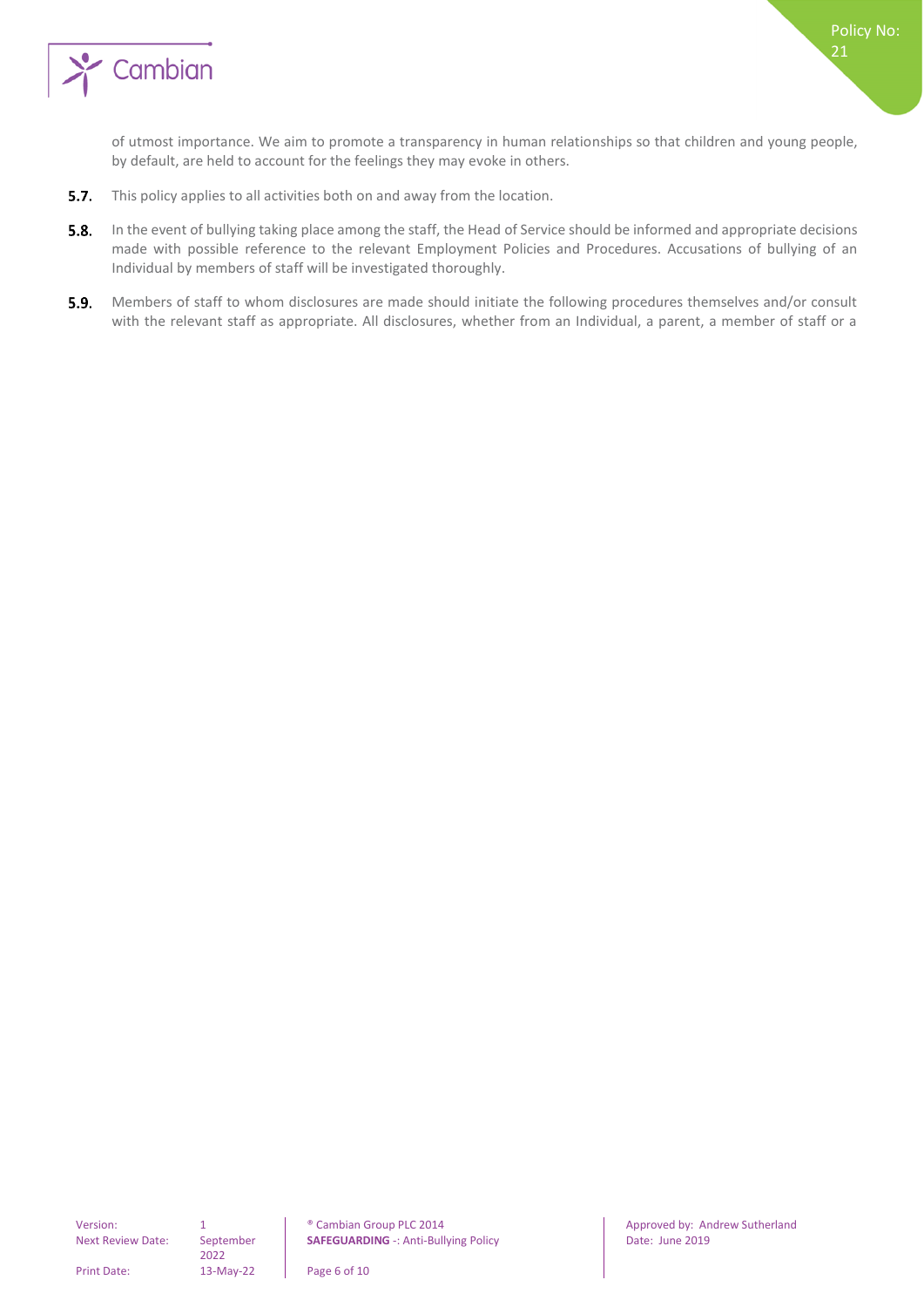of utmost importance. We aim to promote a transparency in human relationships so that children and young people, by default, are held to account for the feelings they may evoke in others.

**5.7.** This policy applies to all activities both on and away from the location.

**5.8.** In the event of bullying taking place among the staff, the Head of Service should be informed and appropriate decisions made with possible reference to the relevant Employment Policies and Procedures. Accusations of bullying of an Individual by members of staff will be investigated thoroughly.

**5.9.** Members of staff to whom disclosures are made should initiate the following procedures themselves and/or consult with the relevant staff as appropriate. All disclosures, whether from an Individual, a parent, a member of staff or a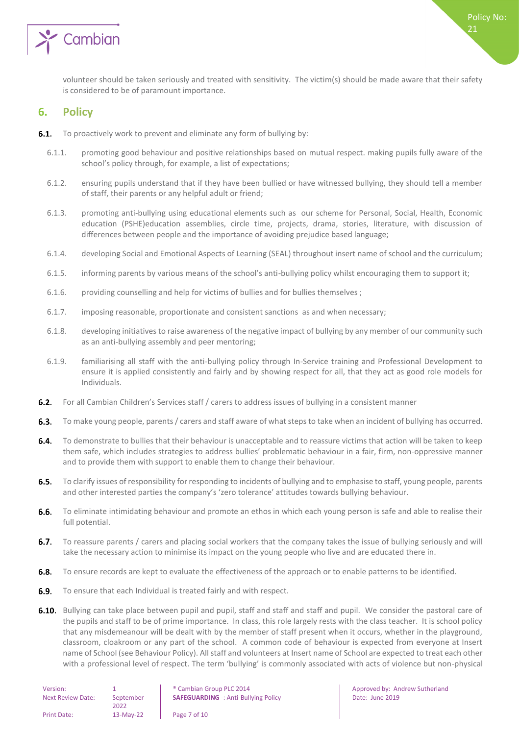volunteer should be taken seriously and treated with sensitivity. The victim(s) should be made aware that their safety is considered to be of paramount importance.

## 6. Policy

**6.1.** To proactively work to prevent and eliminate any form of bullying by:

6.1.1. promoting good behaviour and positive relationships based on mutual respect. making pupils fully aware of the school's policy through, for example, a list of expectations;

6.1.2. ensuring pupils understand that if they have been bullied or have witnessed bullying, they should tell a member of staff, their parents or any helpful adult or friend;

6.1.3. promoting anti-bullying using educational elements such as our scheme for Personal, Social, Health, Economic education (PSHE)education assemblies, circle time, projects, drama, stories, literature, with discussion of differences between people and the importance of avoiding prejudice based language;

6.1.4. developing Social and Emotional Aspects of Learning (SEAL) throughout insert name of school and the curriculum;

6.1.5. informing parents by various means of the school's anti-bullying policy whilst encouraging them to support it;

6.1.6. providing counselling and help for victims of bullies and for bullies themselves ;

6.1.7. imposing reasonable, proportionate and consistent sanctions as and when necessary;

6.1.8. developing initiatives to raise awareness of the negative impact of bullying by any member of our community such as an anti-bullying assembly and peer mentoring;

6.1.9. familiarising all staff with the anti-bullying policy through In-Service training and Professional Development to ensure it is applied consistently and fairly and by showing respect for all, that they act as good role models for Individuals.

**6.2.** For all Cambian Children's Services staff / carers to address issues of bullying in a consistent manner

**6.3.** To make young people, parents / carers and staff aware of what steps to take when an incident of bullying has occurred.

**6.4.** To demonstrate to bullies that their behaviour is unacceptable and to reassure victims that action will be taken to keep them safe, which includes strategies to address bullies' problematic behaviour in a fair, firm, non-oppressive manner and to provide them with support to enable them to change their behaviour.

**6.5.** To clarify issues of responsibility for responding to incidents of bullying and to emphasise to staff, young people, parents and other interested parties the company's 'zero tolerance' attitudes towards bullying behaviour.

**6.6.** To eliminate intimidating behaviour and promote an ethos in which each young person is safe and able to realise their full potential.

**6.7.** To reassure parents / carers and placing social workers that the company takes the issue of bullying seriously and will take the necessary action to minimise its impact on the young people who live and are educated there in.

**6.8.** To ensure records are kept to evaluate the effectiveness of the approach or to enable patterns to be identified.

**6.9.** To ensure that each Individual is treated fairly and with respect.

**6.10.** Bullying can take place between pupil and pupil, staff and staff and staff and pupil. We consider the pastoral care of the pupils and staff to be of prime importance. In class, this role largely rests with the class teacher. It is school policy that any misdemeanour will be dealt with by the member of staff present when it occurs, whether in the playground, classroom, cloakroom or any part of the school. A common code of behaviour is expected from everyone at Insert name of School (see Behaviour Policy). All staff and volunteers at Insert name of School are expected to treat each other with a professional level of respect. The term 'bullying' is commonly associated with acts of violence but non-physical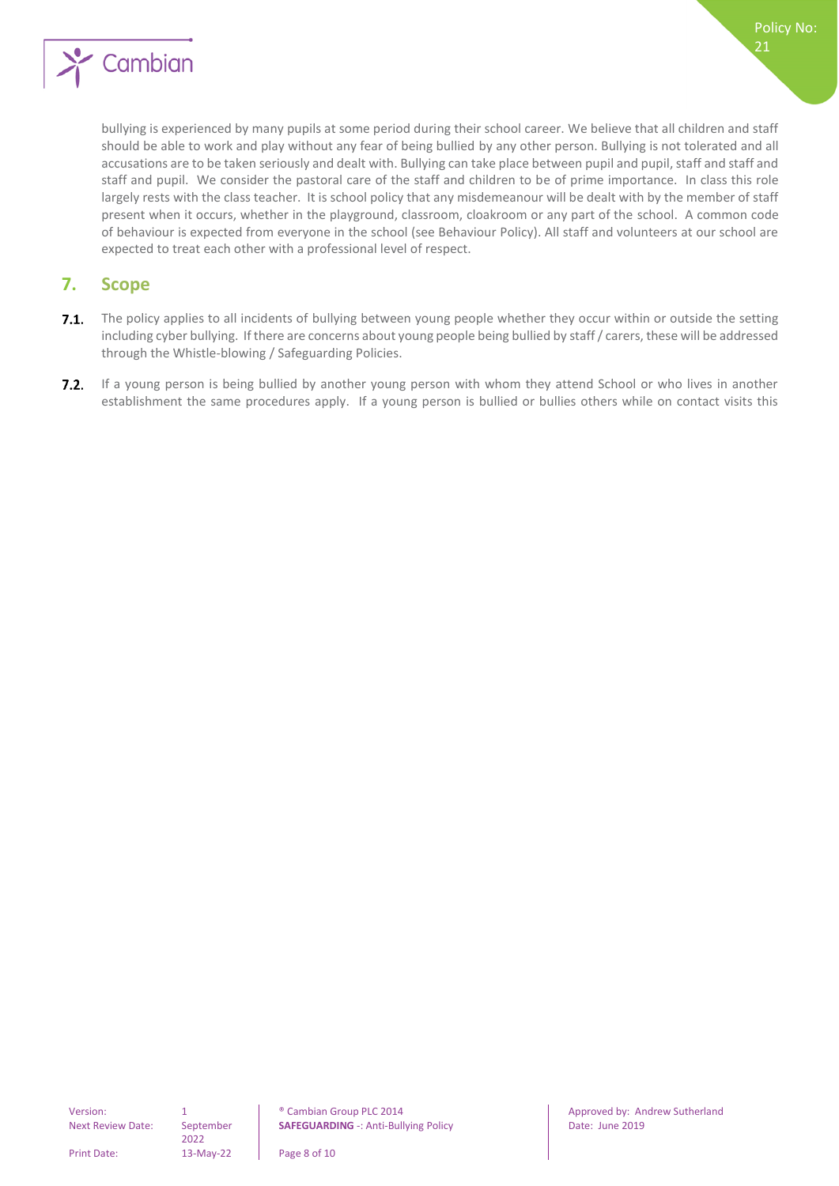bullying is experienced by many pupils at some period during their school career. We believe that all children and staff should be able to work and play without any fear of being bullied by any other person. Bullying is not tolerated and all accusations are to be taken seriously and dealt with. Bullying can take place between pupil and pupil, staff and staff and staff and pupil. We consider the pastoral care of the staff and children to be of prime importance. In class this role largely rests with the class teacher. It is school policy that any misdemeanour will be dealt with by the member of staff present when it occurs, whether in the playground, classroom, cloakroom or any part of the school. A common code of behaviour is expected from everyone in the school (see Behaviour Policy). All staff and volunteers at our school are expected to treat each other with a professional level of respect.

## 7. Scope

**7.1.** The policy applies to all incidents of bullying between young people whether they occur within or outside the setting including cyber bullying. If there are concerns about young people being bullied by staff / carers, these will be addressed through the Whistle-blowing / Safeguarding Policies.

**7.2.** If a young person is being bullied by another young person with whom they attend School or who lives in another establishment the same procedures apply. If a young person is bullied or bullies others while on contact visits this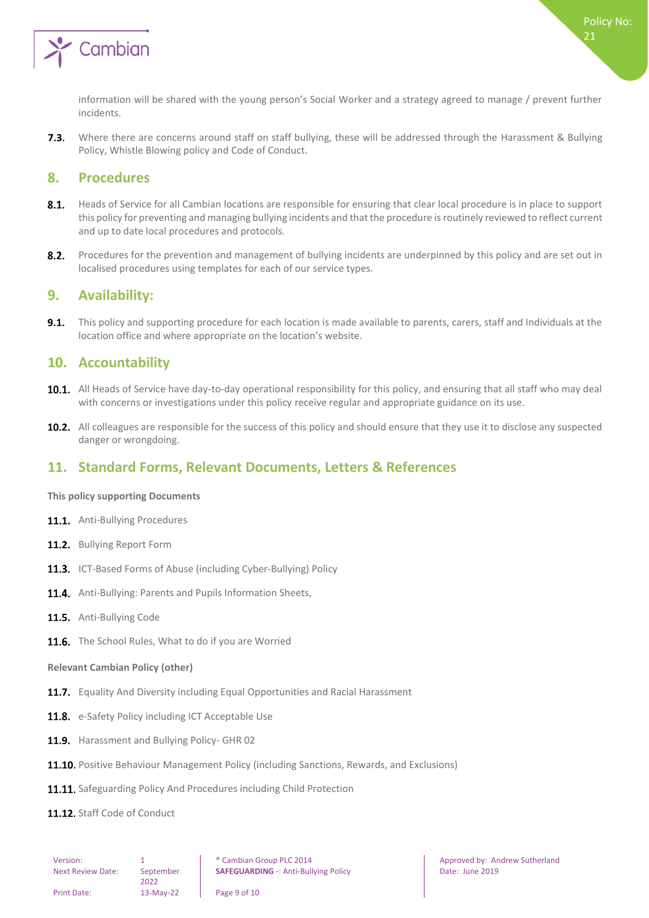information will be shared with the young person's Social Worker and a strategy agreed to manage / prevent further incidents.

**7.3.** Where there are concerns around staff on staff bullying, these will be addressed through the Harassment & Bullying Policy, Whistle Blowing policy and Code of Conduct.

## 8. Procedures

**8.1.** Heads of Service for all Cambian locations are responsible for ensuring that clear local procedure is in place to support this policy for preventing and managing bullying incidents and that the procedure is routinely reviewed to reflect current and up to date local procedures and protocols.

**8.2.** Procedures for the prevention and management of bullying incidents are underpinned by this policy and are set out in localised procedures using templates for each of our service types.

## 9. Availability:

**9.1.** This policy and supporting procedure for each location is made available to parents, carers, staff and Individuals at the location office and where appropriate on the location's website.

## 10. Accountability

**10.1.** All Heads of Service have day-to-day operational responsibility for this policy, and ensuring that all staff who may deal with concerns or investigations under this policy receive regular and appropriate guidance on its use.

**10.2.** All colleagues are responsible for the success of this policy and should ensure that they use it to disclose any suspected danger or wrongdoing.

## 11. Standard Forms, Relevant Documents, Letters & References

**This policy supporting Documents**

**11.1.** Anti-Bullying Procedures

**11.2.** Bullying Report Form

**11.3.** ICT-Based Forms of Abuse (including Cyber-Bullying) Policy

**11.4.** Anti-Bullying: Parents and Pupils Information Sheets,

**11.5.** Anti-Bullying Code

**11.6.** The School Rules, What to do if you are Worried

**Relevant Cambian Policy (other)**

**11.7.** Equality And Diversity including Equal Opportunities and Racial Harassment

**11.8.** e-Safety Policy including ICT Acceptable Use

**11.9.** Harassment and Bullying Policy- GHR 02

**11.10.** Positive Behaviour Management Policy (including Sanctions, Rewards, and Exclusions)

**11.11.** Safeguarding Policy And Procedures including Child Protection

**11.12.** Staff Code of Conduct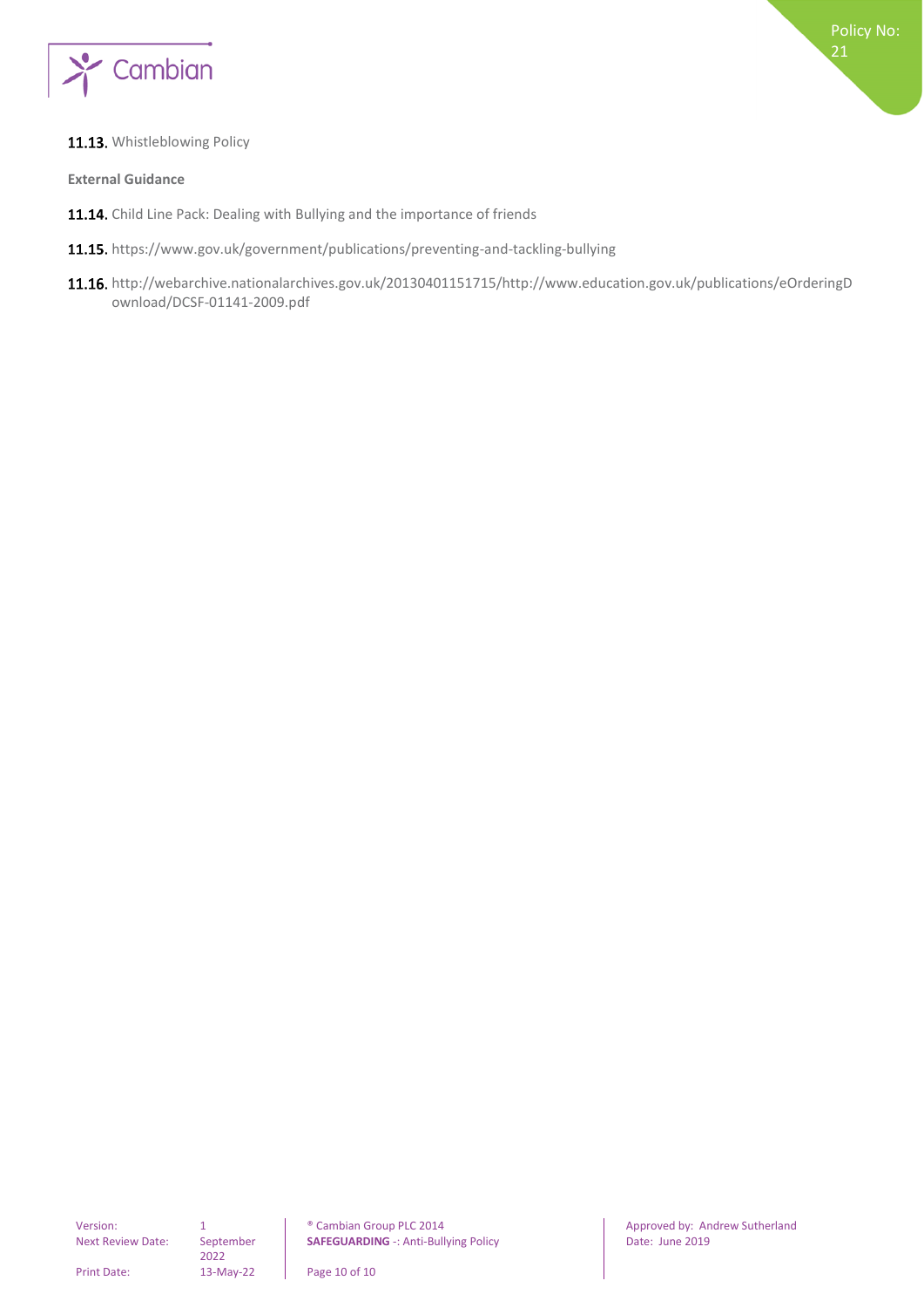11.13. Whistleblowing Policy

**External Guidance**

11.14. Child Line Pack: Dealing with Bullying and the importance of friends

11.15. https://www.gov.uk/government/publications/preventing-and-tackling-bullying

11.16. http://webarchive.nationalarchives.gov.uk/20130401151715/http://www.education.gov.uk/publications/eOrderingDownload/DCSF-01141-2009.pdf